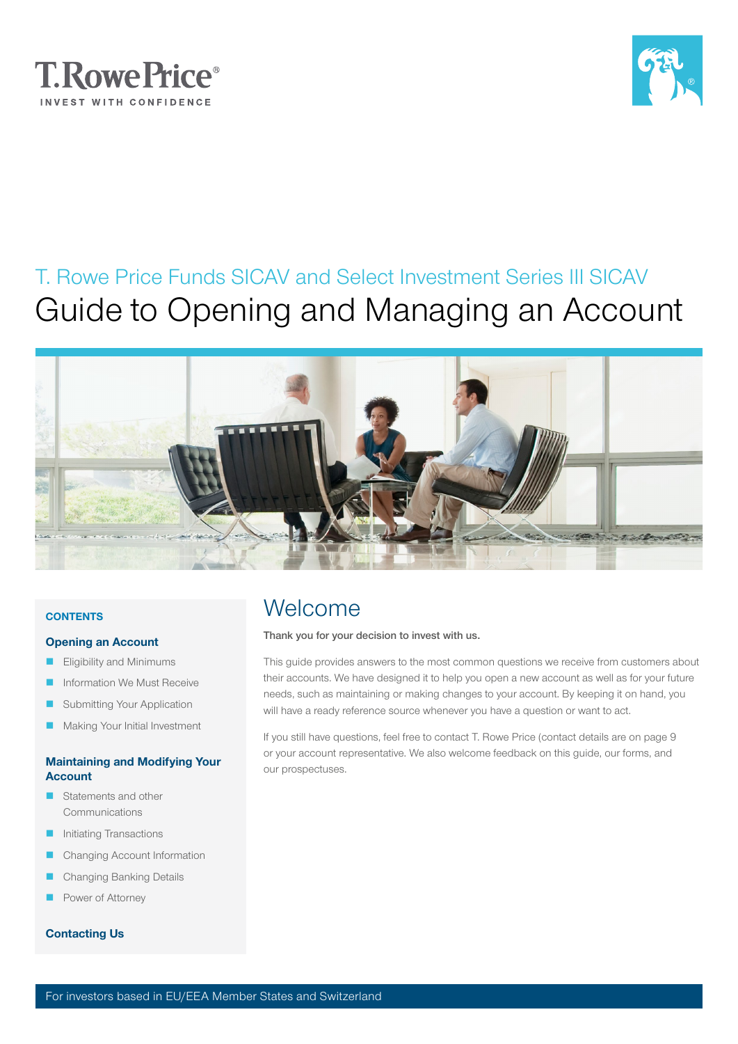T.RowePrice®

INVEST WITH CONFIDENCE

T. Rowe Price Funds SICAV and Select Investment Series III SICAV

# Guide to Opening and Managing an Account

**CONTENTS**

**Opening an Account**

- Eligibility and Minimums
- Information We Must Receive
- Submitting Your Application
- Making Your Initial Investment

**Maintaining and Modifying Your Account**

- Statements and other Communications
- Initiating Transactions
- Changing Account Information
- Changing Banking Details
- Power of Attorney

**Contacting Us**

## Welcome

**Thank you for your decision to invest with us.**

This guide provides answers to the most common questions we receive from customers about their accounts. We have designed it to help you open a new account as well as for your future needs, such as maintaining or making changes to your account. By keeping it on hand, you will have a ready reference source whenever you have a question or want to act.

If you still have questions, feel free to contact T. Rowe Price (contact details are on page 9 or your account representative. We also welcome feedback on this guide, our forms, and our prospectuses.

For investors based in EU/EEA Member States and Switzerland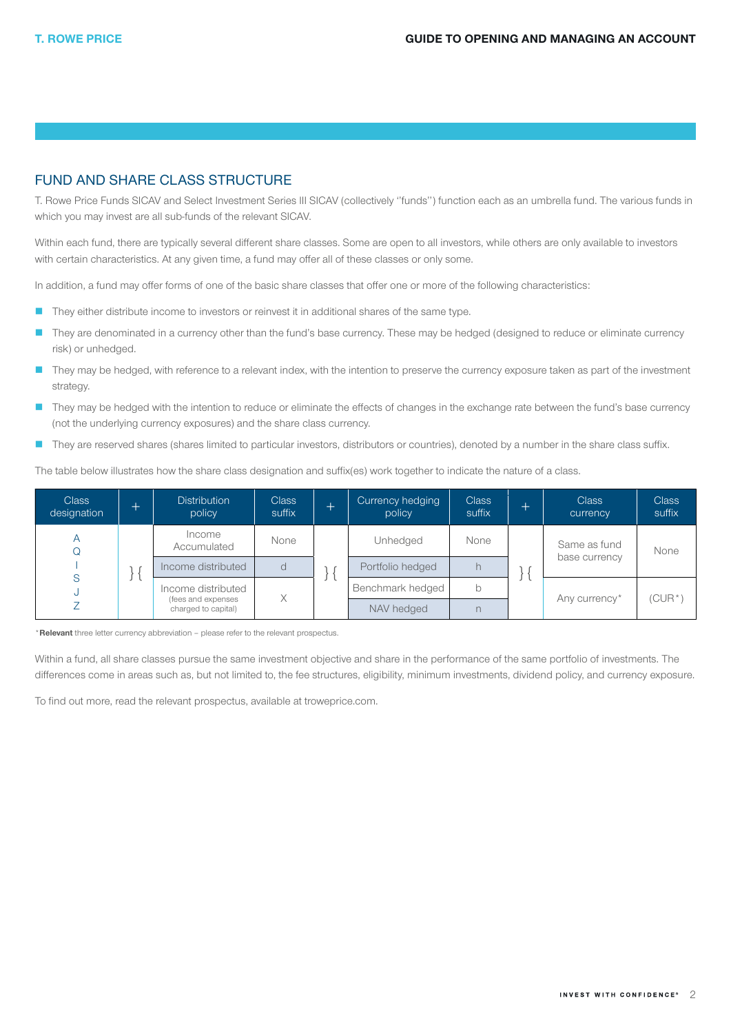## FUND AND SHARE CLASS STRUCTURE

T. Rowe Price Funds SICAV and Select Investment Series III SICAV (collectively "funds") function each as an umbrella fund. The various funds in which you may invest are all sub-funds of the relevant SICAV.

Within each fund, there are typically several different share classes. Some are open to all investors, while others are only available to investors with certain characteristics. At any given time, a fund may offer all of these classes or only some.

In addition, a fund may offer forms of one of the basic share classes that offer one or more of the following characteristics:

- They either distribute income to investors or reinvest it in additional shares of the same type.
- They are denominated in a currency other than the fund's base currency. These may be hedged (designed to reduce or eliminate currency risk) or unhedged.
- They may be hedged, with reference to a relevant index, with the intention to preserve the currency exposure taken as part of the investment strategy.
- They may be hedged with the intention to reduce or eliminate the effects of changes in the exchange rate between the fund's base currency (not the underlying currency exposures) and the share class currency.
- They are reserved shares (shares limited to particular investors, distributors or countries), denoted by a number in the share class suffix.

The table below illustrates how the share class designation and suffix(es) work together to indicate the nature of a class.

| Class designation | + | Distribution policy | Class suffix | + | Currency hedging policy | Class suffix | + | Class currency | Class suffix |
|---|---|---|---|---|---|---|---|---|---|
| A<br>Q<br>I<br>S<br>J<br>Z | } { | Income Accumulated | None | } { | Unhedged | None | } { | Same as fund base currency | None |
| | | Income distributed | d | | Portfolio hedged | h | | | |
| | | Income distributed (fees and expenses charged to capital) | X | | Benchmark hedged | b | | Any currency* | (CUR*) |
| | | | | | NAV hedged | n | | | |

*__Relevant__ three letter currency abbreviation – please refer to the relevant prospectus.

Within a fund, all share classes pursue the same investment objective and share in the performance of the same portfolio of investments. The differences come in areas such as, but not limited to, the fee structures, eligibility, minimum investments, dividend policy, and currency exposure.

To find out more, read the relevant prospectus, available at troweprice.com.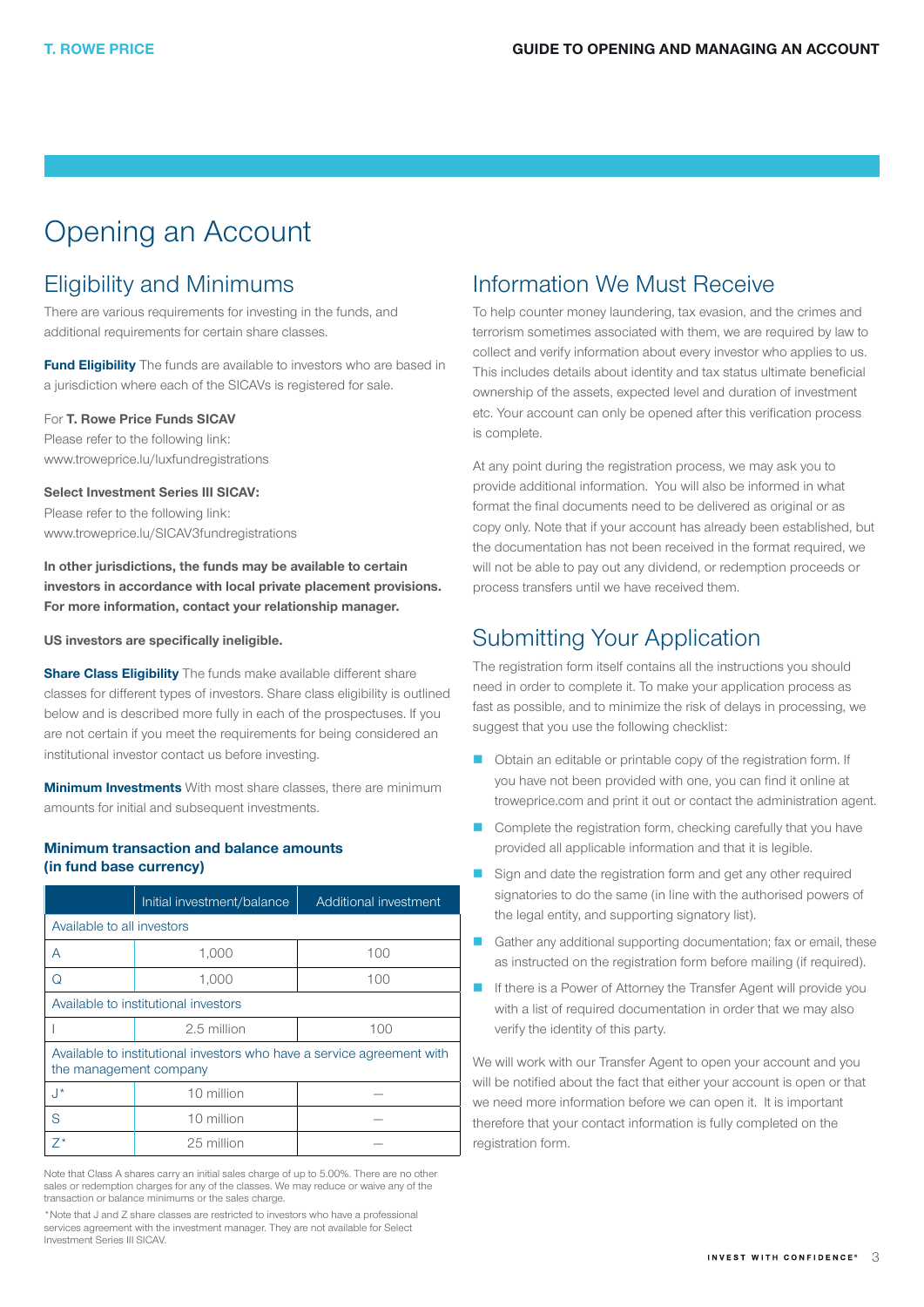# Opening an Account

## Eligibility and Minimums

There are various requirements for investing in the funds, and additional requirements for certain share classes.

**Fund Eligibility** The funds are available to investors who are based in a jurisdiction where each of the SICAVs is registered for sale.

For **T. Rowe Price Funds SICAV**
Please refer to the following link:
www.troweprice.lu/luxfundregistrations

**Select Investment Series III SICAV:**
Please refer to the following link:
www.troweprice.lu/SICAV3fundregistrations

**In other jurisdictions, the funds may be available to certain investors in accordance with local private placement provisions. For more information, contact your relationship manager.**

**US investors are specifically ineligible.**

**Share Class Eligibility** The funds make available different share classes for different types of investors. Share class eligibility is outlined below and is described more fully in each of the prospectuses. If you are not certain if you meet the requirements for being considered an institutional investor contact us before investing.

**Minimum Investments** With most share classes, there are minimum amounts for initial and subsequent investments.

### Minimum transaction and balance amounts (in fund base currency)

| | Initial investment/balance | Additional investment |
|---|---|---|
| Available to all investors | | |
| A | 1,000 | 100 |
| Q | 1,000 | 100 |
| Available to institutional investors | | |
| I | 2.5 million | 100 |
| Available to institutional investors who have a service agreement with the management company | | |
| J* | 10 million | — |
| S | 10 million | — |
| Z* | 25 million | — |

Note that Class A shares carry an initial sales charge of up to 5.00%. There are no other sales or redemption charges for any of the classes. We may reduce or waive any of the transaction or balance minimums or the sales charge.

*Note that J and Z share classes are restricted to investors who have a professional services agreement with the investment manager. They are not available for Select Investment Series III SICAV.

## Information We Must Receive

To help counter money laundering, tax evasion, and the crimes and terrorism sometimes associated with them, we are required by law to collect and verify information about every investor who applies to us. This includes details about identity and tax status ultimate beneficial ownership of the assets, expected level and duration of investment etc. Your account can only be opened after this verification process is complete.

At any point during the registration process, we may ask you to provide additional information. You will also be informed in what format the final documents need to be delivered as original or as copy only. Note that if your account has already been established, but the documentation has not been received in the format required, we will not be able to pay out any dividend, or redemption proceeds or process transfers until we have received them.

## Submitting Your Application

The registration form itself contains all the instructions you should need in order to complete it. To make your application process as fast as possible, and to minimize the risk of delays in processing, we suggest that you use the following checklist:

- Obtain an editable or printable copy of the registration form. If you have not been provided with one, you can find it online at troweprice.com and print it out or contact the administration agent.
- Complete the registration form, checking carefully that you have provided all applicable information and that it is legible.
- Sign and date the registration form and get any other required signatories to do the same (in line with the authorised powers of the legal entity, and supporting signatory list).
- Gather any additional supporting documentation; fax or email, these as instructed on the registration form before mailing (if required).
- If there is a Power of Attorney the Transfer Agent will provide you with a list of required documentation in order that we may also verify the identity of this party.

We will work with our Transfer Agent to open your account and you will be notified about the fact that either your account is open or that we need more information before we can open it. It is important therefore that your contact information is fully completed on the registration form.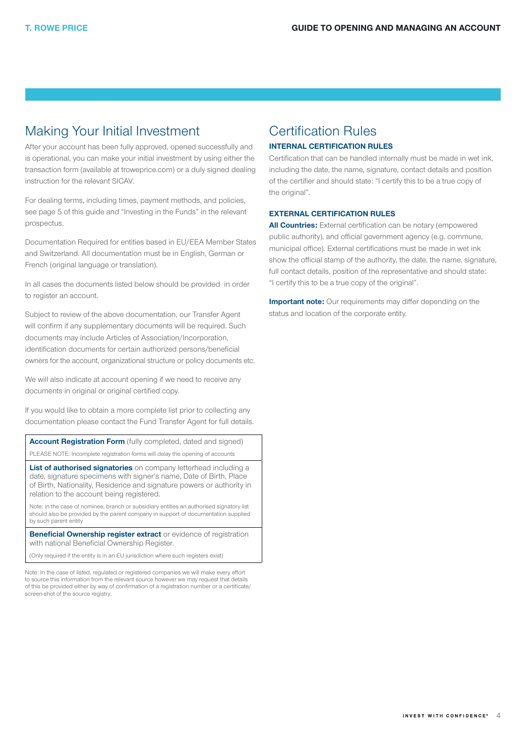## Making Your Initial Investment

After your account has been fully approved, opened successfully and is operational, you can make your initial investment by using either the transaction form (available at troweprice.com) or a duly signed dealing instruction for the relevant SICAV.

For dealing terms, including times, payment methods, and policies, see page 5 of this guide and "Investing in the Funds" in the relevant prospectus.

Documentation Required for entities based in EU/EEA Member States and Switzerland. All documentation must be in English, German or French (original language or translation).

In all cases the documents listed below should be provided in order to register an account.

Subject to review of the above documentation, our Transfer Agent will confirm if any supplementary documents will be required. Such documents may include Articles of Association/Incorporation, identification documents for certain authorized persons/beneficial owners for the account, organizational structure or policy documents etc.

We will also indicate at account opening if we need to receive any documents in original or original certified copy.

If you would like to obtain a more complete list prior to collecting any documentation please contact the Fund Transfer Agent for full details.

| |
|---|
| **Account Registration Form** (fully completed, dated and signed)<br>PLEASE NOTE: Incomplete registration forms will delay the opening of accounts |
| **List of authorised signatories** on company letterhead including a date, signature specimens with signer's name, Date of Birth, Place of Birth, Nationality, Residence and signature powers or authority in relation to the account being registered.<br>Note: in the case of nominee, branch or subsidiary entities an authorised signatory list should also be provided by the parent company in support of documentation supplied by such parent entity |
| **Beneficial Ownership register extract** or evidence of registration with national Beneficial Ownership Register.<br>(Only required if the entity is in an EU jurisdiction where such registers exist) |

Note: In the case of listed, regulated or registered companies we will make every effort to source this information from the relevant source however we may request that details of this be provided either by way of confirmation of a registration number or a certificate/screen-shot of the source registry.

## Certification Rules

### INTERNAL CERTIFICATION RULES

Certification that can be handled internally must be made in wet ink, including the date, the name, signature, contact details and position of the certifier and should state: "I certify this to be a true copy of the original".

### EXTERNAL CERTIFICATION RULES

**All Countries:** External certification can be notary (empowered public authority), and official government agency (e.g. commune, municipal office). External certifications must be made in wet ink show the official stamp of the authority, the date, the name, signature, full contact details, position of the representative and should state: "I certify this to be a true copy of the original".

**Important note:** Our requirements may differ depending on the status and location of the corporate entity.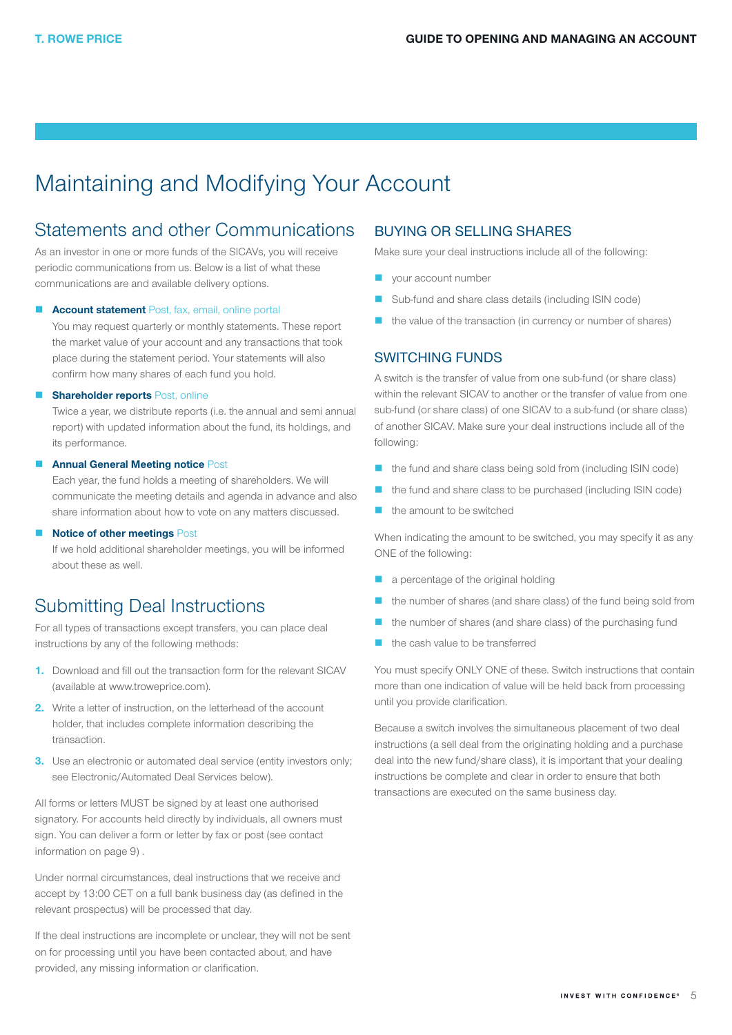# Maintaining and Modifying Your Account

## Statements and other Communications

As an investor in one or more funds of the SICAVs, you will receive periodic communications from us. Below is a list of what these communications are and available delivery options.

- **Account statement** Post, fax, email, online portal
  You may request quarterly or monthly statements. These report the market value of your account and any transactions that took place during the statement period. Your statements will also confirm how many shares of each fund you hold.
- **Shareholder reports** Post, online
  Twice a year, we distribute reports (i.e. the annual and semi annual report) with updated information about the fund, its holdings, and its performance.
- **Annual General Meeting notice** Post
  Each year, the fund holds a meeting of shareholders. We will communicate the meeting details and agenda in advance and also share information about how to vote on any matters discussed.
- **Notice of other meetings** Post
  If we hold additional shareholder meetings, you will be informed about these as well.

## Submitting Deal Instructions

For all types of transactions except transfers, you can place deal instructions by any of the following methods:

1. Download and fill out the transaction form for the relevant SICAV (available at www.troweprice.com).
2. Write a letter of instruction, on the letterhead of the account holder, that includes complete information describing the transaction.
3. Use an electronic or automated deal service (entity investors only; see Electronic/Automated Deal Services below).

All forms or letters MUST be signed by at least one authorised signatory. For accounts held directly by individuals, all owners must sign. You can deliver a form or letter by fax or post (see contact information on page 9) .

Under normal circumstances, deal instructions that we receive and accept by 13:00 CET on a full bank business day (as defined in the relevant prospectus) will be processed that day.

If the deal instructions are incomplete or unclear, they will not be sent on for processing until you have been contacted about, and have provided, any missing information or clarification.

### BUYING OR SELLING SHARES

Make sure your deal instructions include all of the following:

- your account number
- Sub-fund and share class details (including ISIN code)
- the value of the transaction (in currency or number of shares)

### SWITCHING FUNDS

A switch is the transfer of value from one sub-fund (or share class) within the relevant SICAV to another or the transfer of value from one sub-fund (or share class) of one SICAV to a sub-fund (or share class) of another SICAV. Make sure your deal instructions include all of the following:

- the fund and share class being sold from (including ISIN code)
- the fund and share class to be purchased (including ISIN code)
- the amount to be switched

When indicating the amount to be switched, you may specify it as any ONE of the following:

- a percentage of the original holding
- the number of shares (and share class) of the fund being sold from
- the number of shares (and share class) of the purchasing fund
- the cash value to be transferred

You must specify ONLY ONE of these. Switch instructions that contain more than one indication of value will be held back from processing until you provide clarification.

Because a switch involves the simultaneous placement of two deal instructions (a sell deal from the originating holding and a purchase deal into the new fund/share class), it is important that your dealing instructions be complete and clear in order to ensure that both transactions are executed on the same business day.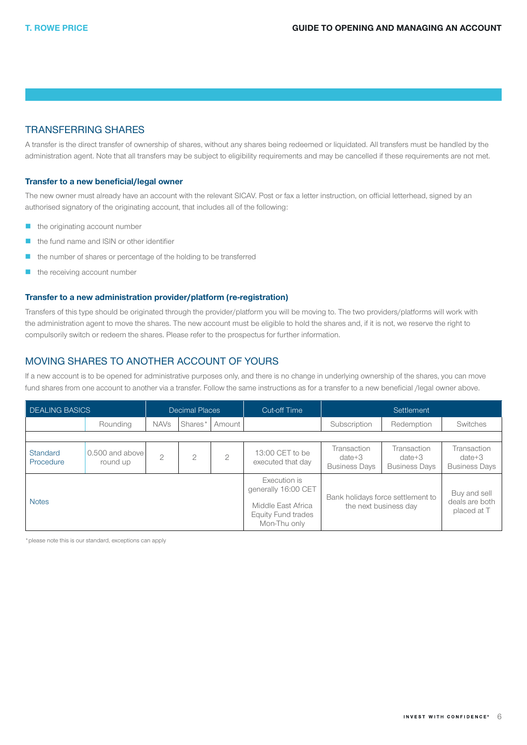## TRANSFERRING SHARES

A transfer is the direct transfer of ownership of shares, without any shares being redeemed or liquidated. All transfers must be handled by the administration agent. Note that all transfers may be subject to eligibility requirements and may be cancelled if these requirements are not met.

### Transfer to a new beneficial/legal owner

The new owner must already have an account with the relevant SICAV. Post or fax a letter instruction, on official letterhead, signed by an authorised signatory of the originating account, that includes all of the following:

- the originating account number
- the fund name and ISIN or other identifier
- the number of shares or percentage of the holding to be transferred
- the receiving account number

### Transfer to a new administration provider/platform (re-registration)

Transfers of this type should be originated through the provider/platform you will be moving to. The two providers/platforms will work with the administration agent to move the shares. The new account must be eligible to hold the shares and, if it is not, we reserve the right to compulsorily switch or redeem the shares. Please refer to the prospectus for further information.

## MOVING SHARES TO ANOTHER ACCOUNT OF YOURS

If a new account is to be opened for administrative purposes only, and there is no change in underlying ownership of the shares, you can move fund shares from one account to another via a transfer. Follow the same instructions as for a transfer to a new beneficial /legal owner above.

| DEALING BASICS | | Decimal Places | | | Cut-off Time | Settlement | | |
|---|---|---|---|---|---|---|---|---|
| | Rounding | NAVs | Shares* | Amount | | Subscription | Redemption | Switches |
| Standard Procedure | 0.500 and above round up | 2 | 2 | 2 | 13:00 CET to be executed that day | Transaction date+3 Business Days | Transaction date+3 Business Days | Transaction date+3 Business Days |
| Notes | | | | | Execution is generally 16:00 CET<br><br>Middle East Africa Equity Fund trades Mon-Thu only | Bank holidays force settlement to the next business day | | Buy and sell deals are both placed at T |

*please note this is our standard, exceptions can apply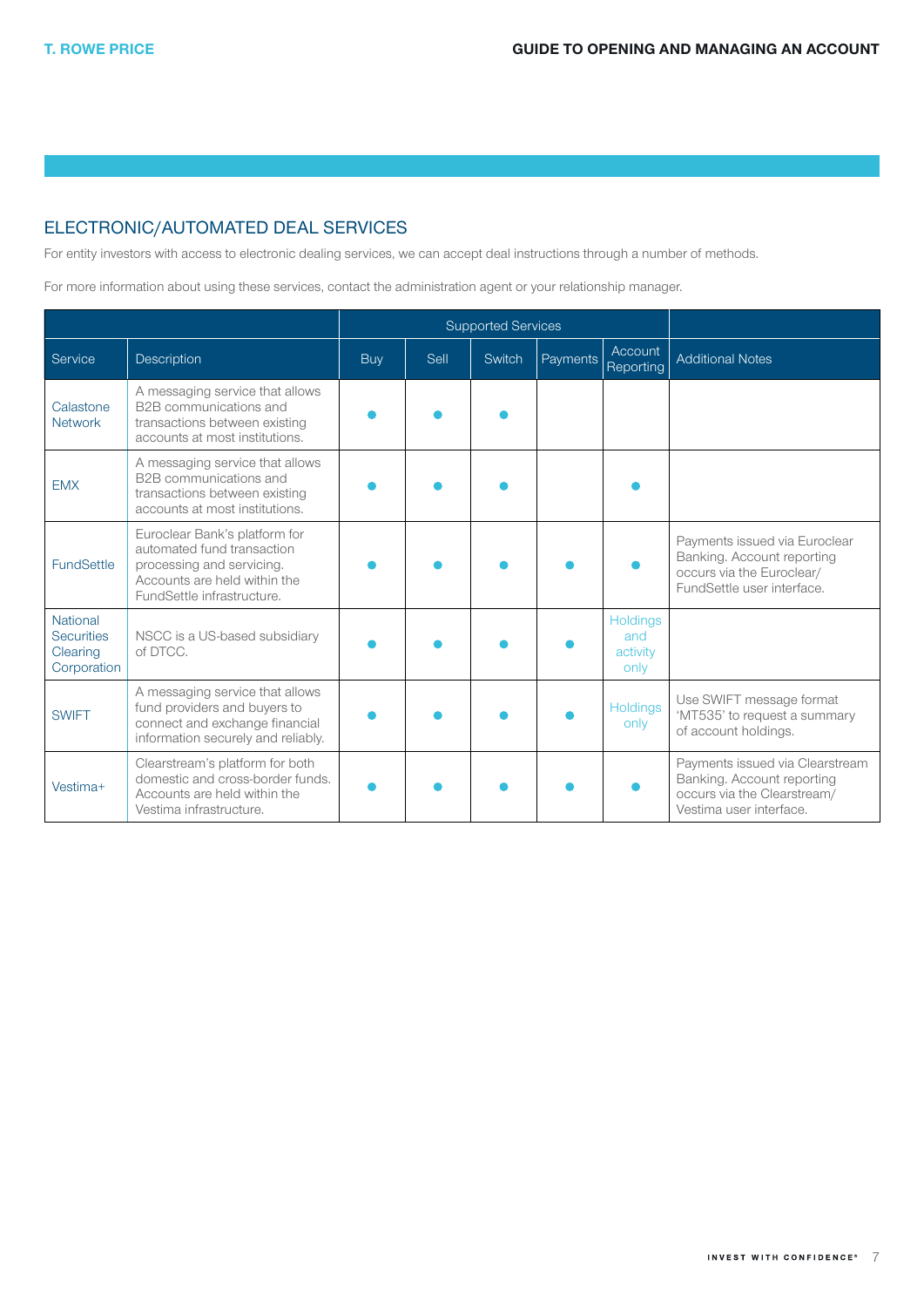## ELECTRONIC/AUTOMATED DEAL SERVICES

For entity investors with access to electronic dealing services, we can accept deal instructions through a number of methods.

For more information about using these services, contact the administration agent or your relationship manager.

| | | Supported Services | | | | | |
|---|---|---|---|---|---|---|---|
| Service | Description | Buy | Sell | Switch | Payments | Account Reporting | Additional Notes |
| Calastone Network | A messaging service that allows B2B communications and transactions between existing accounts at most institutions. | ● | ● | ● | | | |
| EMX | A messaging service that allows B2B communications and transactions between existing accounts at most institutions. | ● | ● | ● | | ● | |
| FundSettle | Euroclear Bank's platform for automated fund transaction processing and servicing. Accounts are held within the FundSettle infrastructure. | ● | ● | ● | ● | ● | Payments issued via Euroclear Banking. Account reporting occurs via the Euroclear/ FundSettle user interface. |
| National Securities Clearing Corporation | NSCC is a US-based subsidiary of DTCC. | ● | ● | ● | ● | Holdings and activity only | |
| SWIFT | A messaging service that allows fund providers and buyers to connect and exchange financial information securely and reliably. | ● | ● | ● | ● | Holdings only | Use SWIFT message format 'MT535' to request a summary of account holdings. |
| Vestima+ | Clearstream's platform for both domestic and cross-border funds. Accounts are held within the Vestima infrastructure. | ● | ● | ● | ● | ● | Payments issued via Clearstream Banking. Account reporting occurs via the Clearstream/ Vestima user interface. |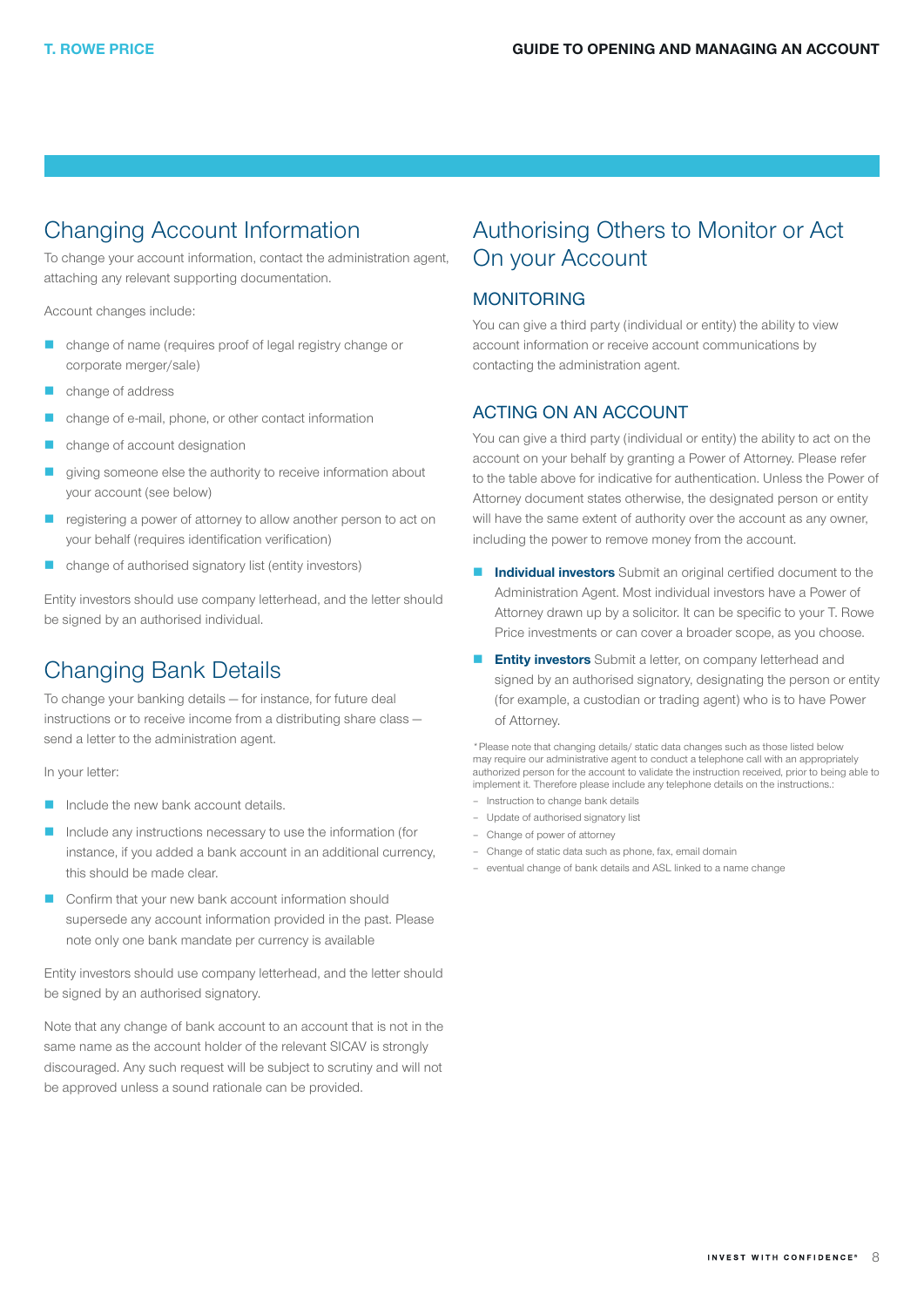## Changing Account Information

To change your account information, contact the administration agent, attaching any relevant supporting documentation.

Account changes include:

- change of name (requires proof of legal registry change or corporate merger/sale)
- change of address
- change of e-mail, phone, or other contact information
- change of account designation
- giving someone else the authority to receive information about your account (see below)
- registering a power of attorney to allow another person to act on your behalf (requires identification verification)
- change of authorised signatory list (entity investors)

Entity investors should use company letterhead, and the letter should be signed by an authorised individual.

## Changing Bank Details

To change your banking details — for instance, for future deal instructions or to receive income from a distributing share class — send a letter to the administration agent.

In your letter:

- Include the new bank account details.
- Include any instructions necessary to use the information (for instance, if you added a bank account in an additional currency, this should be made clear.
- Confirm that your new bank account information should supersede any account information provided in the past. Please note only one bank mandate per currency is available

Entity investors should use company letterhead, and the letter should be signed by an authorised signatory.

Note that any change of bank account to an account that is not in the same name as the account holder of the relevant SICAV is strongly discouraged. Any such request will be subject to scrutiny and will not be approved unless a sound rationale can be provided.

## Authorising Others to Monitor or Act On your Account

### MONITORING

You can give a third party (individual or entity) the ability to view account information or receive account communications by contacting the administration agent.

### ACTING ON AN ACCOUNT

You can give a third party (individual or entity) the ability to act on the account on your behalf by granting a Power of Attorney. Please refer to the table above for indicative for authentication. Unless the Power of Attorney document states otherwise, the designated person or entity will have the same extent of authority over the account as any owner, including the power to remove money from the account.

- **Individual investors** Submit an original certified document to the Administration Agent. Most individual investors have a Power of Attorney drawn up by a solicitor. It can be specific to your T. Rowe Price investments or can cover a broader scope, as you choose.
- **Entity investors** Submit a letter, on company letterhead and signed by an authorised signatory, designating the person or entity (for example, a custodian or trading agent) who is to have Power of Attorney.

*Please note that changing details/ static data changes such as those listed below may require our administrative agent to conduct a telephone call with an appropriately authorized person for the account to validate the instruction received, prior to being able to implement it. Therefore please include any telephone details on the instructions.:

- Instruction to change bank details
- Update of authorised signatory list
- Change of power of attorney
- Change of static data such as phone, fax, email domain
- eventual change of bank details and ASL linked to a name change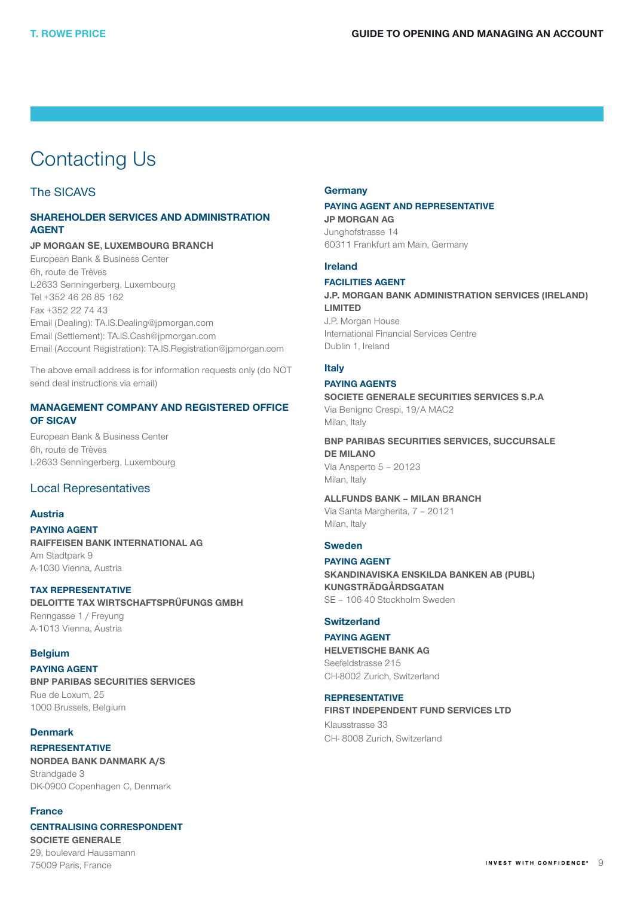# Contacting Us

## The SICAVS

### SHAREHOLDER SERVICES AND ADMINISTRATION AGENT

**JP MORGAN SE, LUXEMBOURG BRANCH**
European Bank & Business Center
6h, route de Trèves
L-2633 Senningerberg, Luxembourg
Tel +352 46 26 85 162
Fax +352 22 74 43
Email (Dealing): TA.IS.Dealing@jpmorgan.com
Email (Settlement): TA.IS.Cash@jpmorgan.com
Email (Account Registration): TA.IS.Registration@jpmorgan.com

The above email address is for information requests only (do NOT send deal instructions via email)

### MANAGEMENT COMPANY AND REGISTERED OFFICE OF SICAV

European Bank & Business Center
6h, route de Trèves
L-2633 Senningerberg, Luxembourg

## Local Representatives

### Austria

**PAYING AGENT**
**RAIFFEISEN BANK INTERNATIONAL AG**
Am Stadtpark 9
A-1030 Vienna, Austria

**TAX REPRESENTATIVE**
**DELOITTE TAX WIRTSCHAFTSPRÜFUNGS GMBH**
Renngasse 1 / Freyung
A-1013 Vienna, Austria

### Belgium

**PAYING AGENT**
**BNP PARIBAS SECURITIES SERVICES**
Rue de Loxum, 25
1000 Brussels, Belgium

### Denmark

**REPRESENTATIVE**
**NORDEA BANK DANMARK A/S**
Strandgade 3
DK-0900 Copenhagen C, Denmark

### France

**CENTRALISING CORRESPONDENT**
**SOCIETE GENERALE**
29, boulevard Haussmann
75009 Paris, France

### Germany

**PAYING AGENT AND REPRESENTATIVE**
**JP MORGAN AG**
Junghofstrasse 14
60311 Frankfurt am Main, Germany

### Ireland

**FACILITIES AGENT**
**J.P. MORGAN BANK ADMINISTRATION SERVICES (IRELAND) LIMITED**
J.P. Morgan House
International Financial Services Centre
Dublin 1, Ireland

### Italy

**PAYING AGENTS**
**SOCIETE GENERALE SECURITIES SERVICES S.P.A**
Via Benigno Crespi, 19/A MAC2
Milan, Italy

**BNP PARIBAS SECURITIES SERVICES, SUCCURSALE DE MILANO**
Via Ansperto 5 – 20123
Milan, Italy

**ALLFUNDS BANK – MILAN BRANCH**
Via Santa Margherita, 7 – 20121
Milan, Italy

### Sweden

**PAYING AGENT**
**SKANDINAVISKA ENSKILDA BANKEN AB (PUBL) KUNGSTRÄDGÅRDSGATAN**
SE – 106 40 Stockholm Sweden

### Switzerland

**PAYING AGENT**
**HELVETISCHE BANK AG**
Seefeldstrasse 215
CH-8002 Zurich, Switzerland

**REPRESENTATIVE**
**FIRST INDEPENDENT FUND SERVICES LTD**
Klausstrasse 33
CH- 8008 Zurich, Switzerland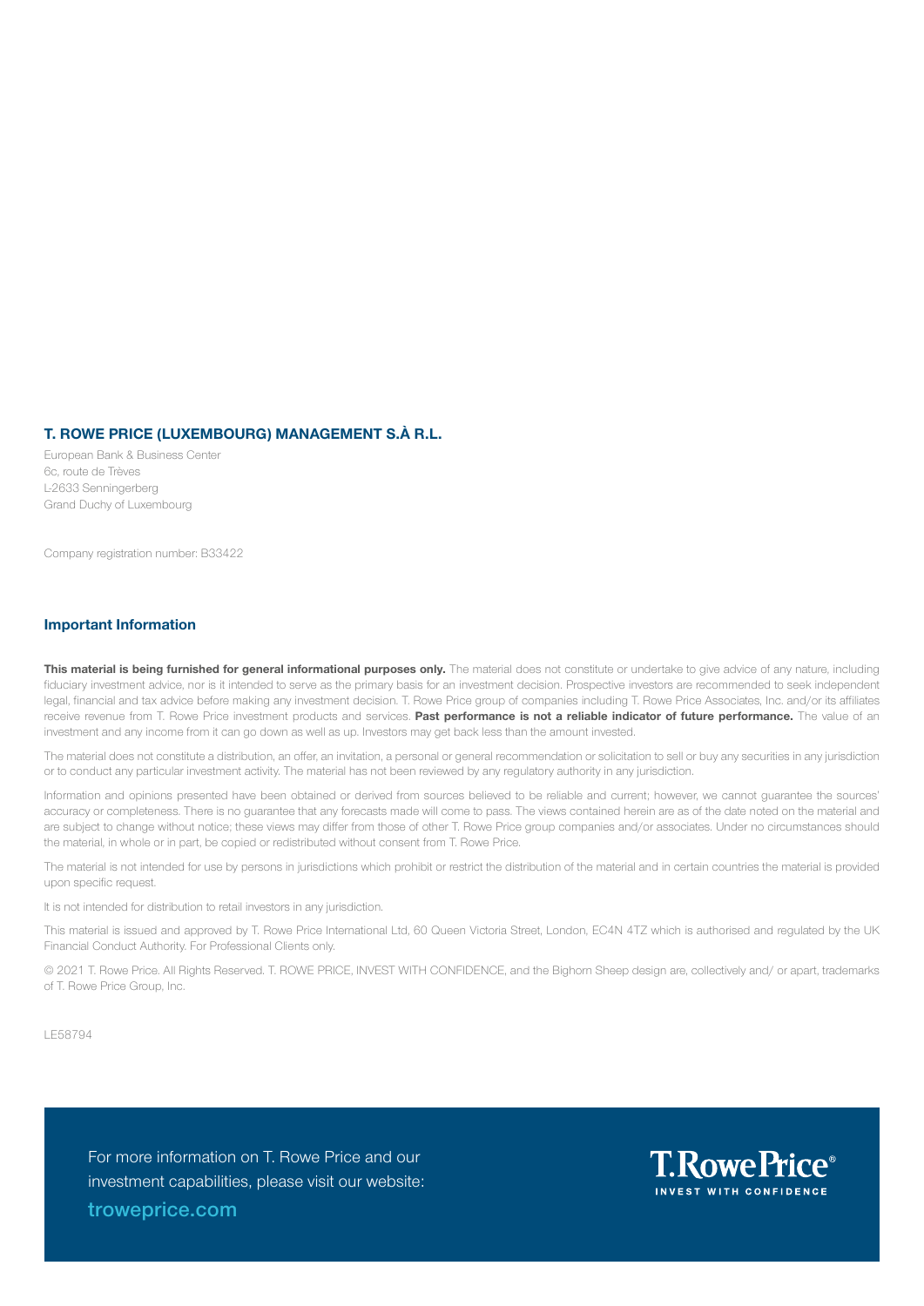## T. ROWE PRICE (LUXEMBOURG) MANAGEMENT S.À R.L.

European Bank & Business Center
6c, route de Trèves
L-2633 Senningerberg
Grand Duchy of Luxembourg

Company registration number: B33422

### Important Information

**This material is being furnished for general informational purposes only.** The material does not constitute or undertake to give advice of any nature, including fiduciary investment advice, nor is it intended to serve as the primary basis for an investment decision. Prospective investors are recommended to seek independent legal, financial and tax advice before making any investment decision. T. Rowe Price group of companies including T. Rowe Price Associates, Inc. and/or its affiliates receive revenue from T. Rowe Price investment products and services. **Past performance is not a reliable indicator of future performance.** The value of an investment and any income from it can go down as well as up. Investors may get back less than the amount invested.

The material does not constitute a distribution, an offer, an invitation, a personal or general recommendation or solicitation to sell or buy any securities in any jurisdiction or to conduct any particular investment activity. The material has not been reviewed by any regulatory authority in any jurisdiction.

Information and opinions presented have been obtained or derived from sources believed to be reliable and current; however, we cannot guarantee the sources' accuracy or completeness. There is no guarantee that any forecasts made will come to pass. The views contained herein are as of the date noted on the material and are subject to change without notice; these views may differ from those of other T. Rowe Price group companies and/or associates. Under no circumstances should the material, in whole or in part, be copied or redistributed without consent from T. Rowe Price.

The material is not intended for use by persons in jurisdictions which prohibit or restrict the distribution of the material and in certain countries the material is provided upon specific request.

It is not intended for distribution to retail investors in any jurisdiction.

This material is issued and approved by T. Rowe Price International Ltd, 60 Queen Victoria Street, London, EC4N 4TZ which is authorised and regulated by the UK Financial Conduct Authority. For Professional Clients only.

© 2021 T. Rowe Price. All Rights Reserved. T. ROWE PRICE, INVEST WITH CONFIDENCE, and the Bighorn Sheep design are, collectively and/ or apart, trademarks of T. Rowe Price Group, Inc.

LE58794

For more information on T. Rowe Price and our investment capabilities, please visit our website:

**troweprice.com**

T.RowePrice®
INVEST WITH CONFIDENCE